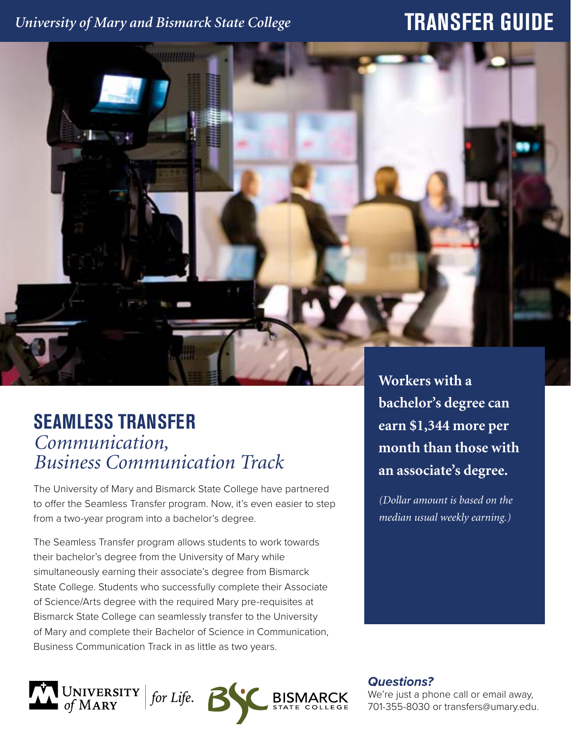*University of Mary and Bismarck State College*

# TRANSFER GUIDE

## SEAMLESS TRANSFER

### *Communication, Business Communication Track*

The University of Mary and Bismarck State College have partnered to offer the Seamless Transfer program. Now, it's even easier to step from a two-year program into a bachelor's degree.

The Seamless Transfer program allows students to work towards their bachelor's degree from the University of Mary while simultaneously earning their associate's degree from Bismarck State College. Students who successfully complete their Associate of Science/Arts degree with the required Mary pre-requisites at Bismarck State College can seamlessly transfer to the University of Mary and complete their Bachelor of Science in Communication, Business Communication Track in as little as two years.

**Workers with a bachelor's degree can earn $1,344 more per month than those with an associate's degree.**

*(Dollar amount is based on the median usual weekly earning.)*

University of Mary *for Life.* | Bismarck State College

***Questions?***

We're just a phone call or email away, 701-355-8030 or transfers@umary.edu.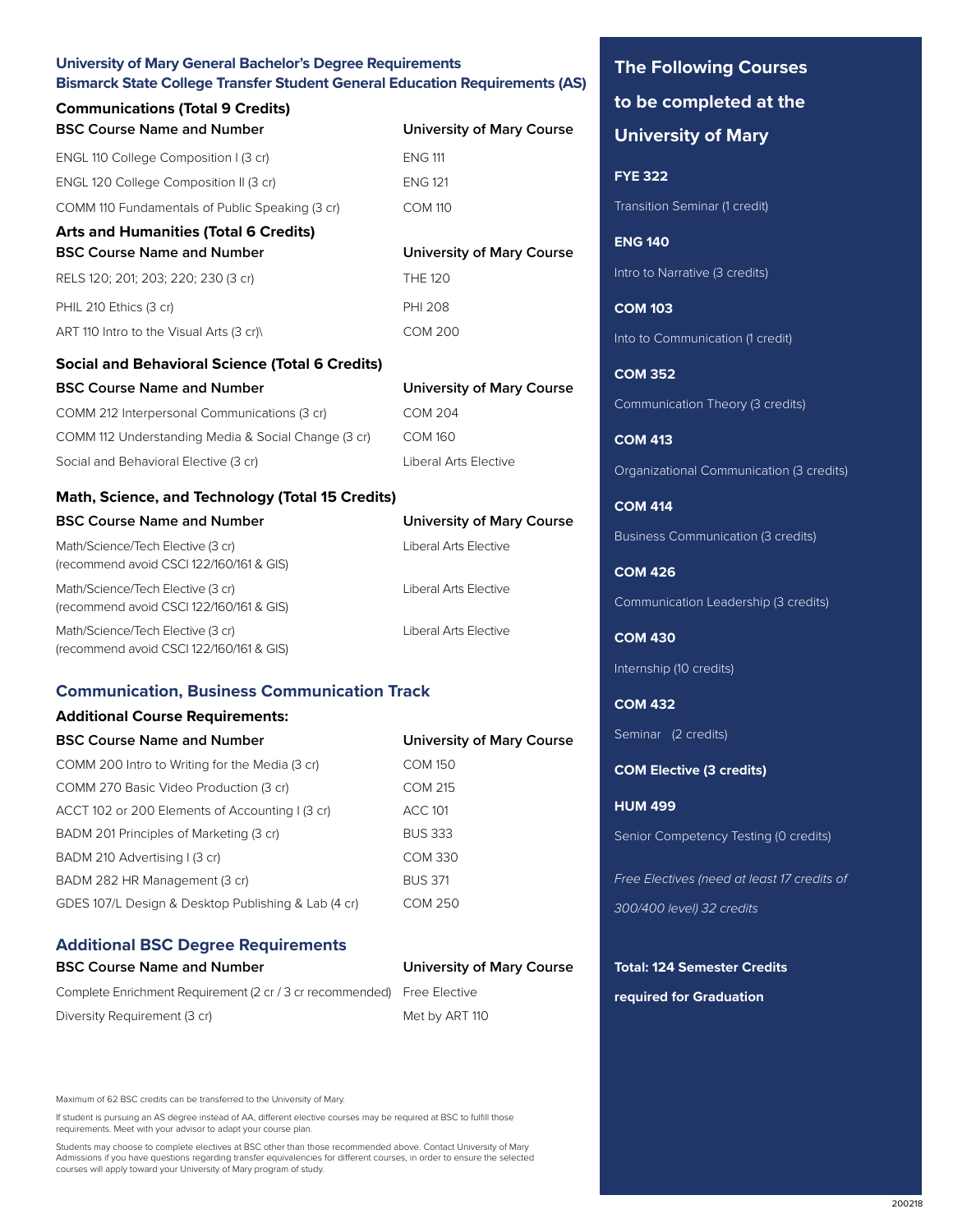## University of Mary General Bachelor's Degree Requirements
## Bismarck State College Transfer Student General Education Requirements (AS)

### Communications (Total 9 Credits)

| BSC Course Name and Number | University of Mary Course |
|---|---|
| ENGL 110 College Composition I (3 cr) | ENG 111 |
| ENGL 120 College Composition II (3 cr) | ENG 121 |
| COMM 110 Fundamentals of Public Speaking (3 cr) | COM 110 |

### Arts and Humanities (Total 6 Credits)

| BSC Course Name and Number | University of Mary Course |
|---|---|
| RELS 120; 201; 203; 220; 230 (3 cr) | THE 120 |
| PHIL 210 Ethics (3 cr) | PHI 208 |
| ART 110 Intro to the Visual Arts (3 cr)\ | COM 200 |

### Social and Behavioral Science (Total 6 Credits)

| BSC Course Name and Number | University of Mary Course |
|---|---|
| COMM 212 Interpersonal Communications (3 cr) | COM 204 |
| COMM 112 Understanding Media & Social Change (3 cr) | COM 160 |
| Social and Behavioral Elective (3 cr) | Liberal Arts Elective |

### Math, Science, and Technology (Total 15 Credits)

| BSC Course Name and Number | University of Mary Course |
|---|---|
| Math/Science/Tech Elective (3 cr) (recommend avoid CSCI 122/160/161 & GIS) | Liberal Arts Elective |
| Math/Science/Tech Elective (3 cr) (recommend avoid CSCI 122/160/161 & GIS) | Liberal Arts Elective |
| Math/Science/Tech Elective (3 cr) (recommend avoid CSCI 122/160/161 & GIS) | Liberal Arts Elective |

## Communication, Business Communication Track

### Additional Course Requirements:

| BSC Course Name and Number | University of Mary Course |
|---|---|
| COMM 200 Intro to Writing for the Media (3 cr) | COM 150 |
| COMM 270 Basic Video Production (3 cr) | COM 215 |
| ACCT 102 or 200 Elements of Accounting I (3 cr) | ACC 101 |
| BADM 201 Principles of Marketing (3 cr) | BUS 333 |
| BADM 210 Advertising I (3 cr) | COM 330 |
| BADM 282 HR Management (3 cr) | BUS 371 |
| GDES 107/L Design & Desktop Publishing & Lab (4 cr) | COM 250 |

## Additional BSC Degree Requirements

| BSC Course Name and Number | University of Mary Course |
|---|---|
| Complete Enrichment Requirement (2 cr / 3 cr recommended) | Free Elective |
| Diversity Requirement (3 cr) | Met by ART 110 |

Maximum of 62 BSC credits can be transferred to the University of Mary.

If student is pursuing an AS degree instead of AA, different elective courses may be required at BSC to fulfill those requirements. Meet with your advisor to adapt your course plan.

Students may choose to complete electives at BSC other than those recommended above. Contact University of Mary Admissions if you have questions regarding transfer equivalencies for different courses, in order to ensure the selected courses will apply toward your University of Mary program of study.

## The Following Courses to be completed at the University of Mary

**FYE 322**
Transition Seminar (1 credit)

**ENG 140**
Intro to Narrative (3 credits)

**COM 103**
Into to Communication (1 credit)

**COM 352**
Communication Theory (3 credits)

**COM 413**
Organizational Communication (3 credits)

**COM 414**
Business Communication (3 credits)

**COM 426**
Communication Leadership (3 credits)

**COM 430**
Internship (10 credits)

**COM 432**
Seminar (2 credits)

**COM Elective (3 credits)**

**HUM 499**
Senior Competency Testing (0 credits)

*Free Electives (need at least 17 credits of 300/400 level) 32 credits*

**Total: 124 Semester Credits required for Graduation**

200218